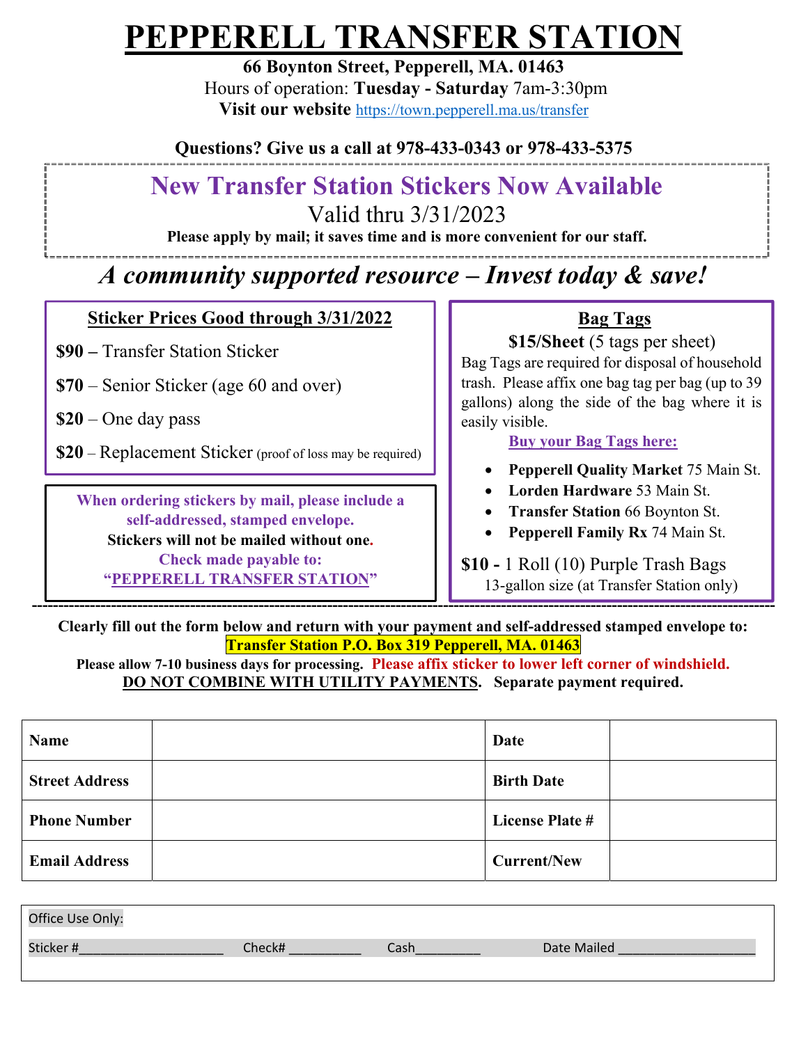# PEPPERELL TRANSFER STATION

**66 Boynton Street, Pepperell, MA. 01463**

Hours of operation: **Tuesday - Saturday** 7am-3:30pm

**Visit our website** https://town.pepperell.ma.us/transfer

**Questions? Give us a call at 978-433-0343 or 978-433-5375**

## New Transfer Station Stickers Now Available

Valid thru 3/31/2023

**Please apply by mail; it saves time and is more convenient for our staff.**

## *A community supported resource – Invest today & save!*

### Sticker Prices Good through 3/31/2022

**$90 –** Transfer Station Sticker

**$70** – Senior Sticker (age 60 and over)

**$20** – One day pass

**$20** – Replacement Sticker (proof of loss may be required)

**When ordering stickers by mail, please include a self-addressed, stamped envelope.**
**Stickers will not be mailed without one.**
**Check made payable to:**
**"PEPPERELL TRANSFER STATION"**

### Bag Tags

**$15/Sheet** (5 tags per sheet)

Bag Tags are required for disposal of household trash. Please affix one bag tag per bag (up to 39 gallons) along the side of the bag where it is easily visible.

**Buy your Bag Tags here:**

- **Pepperell Quality Market** 75 Main St.
- **Lorden Hardware** 53 Main St.
- **Transfer Station** 66 Boynton St.
- **Pepperell Family Rx** 74 Main St.

**$10 -** 1 Roll (10) Purple Trash Bags
13-gallon size (at Transfer Station only)

---

**Clearly fill out the form below and return with your payment and self-addressed stamped envelope to:**
**Transfer Station P.O. Box 319 Pepperell, MA. 01463**

**Please allow 7-10 business days for processing.** **Please affix sticker to lower left corner of windshield.**
**DO NOT COMBINE WITH UTILITY PAYMENTS. Separate payment required.**

| **Name** | | **Date** | |
|---|---|---|---|
| **Street Address** | | **Birth Date** | |
| **Phone Number** | | **License Plate #** | |
| **Email Address** | | **Current/New** | |

Office Use Only:

Sticker #____________________ Check# __________ Cash_________ Date Mailed ___________________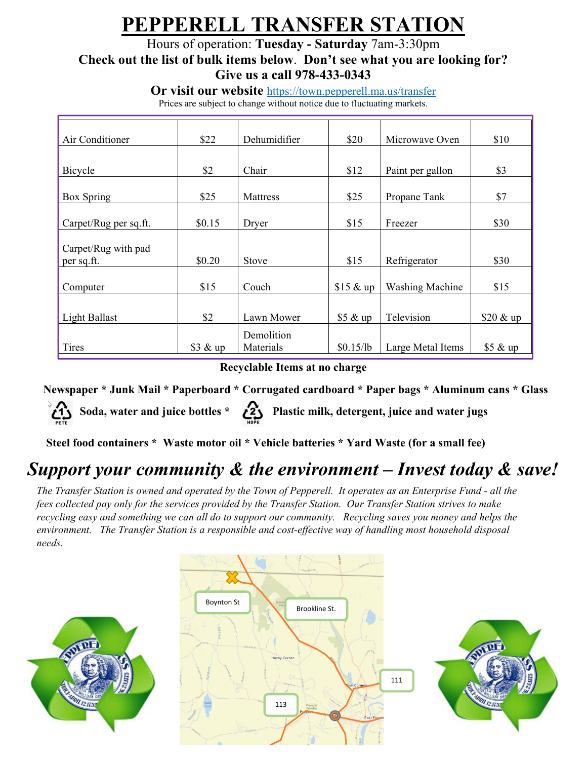# PEPPERELL TRANSFER STATION

Hours of operation: **Tuesday - Saturday** 7am-3:30pm

**Check out the list of bulk items below. Don't see what you are looking for? Give us a call 978-433-0343**

**Or visit our website** https://town.pepperell.ma.us/transfer

Prices are subject to change without notice due to fluctuating markets.

| | | | | | |
|---|---|---|---|---|---|
| Air Conditioner | $22 | Dehumidifier | $20 | Microwave Oven | $10 |
| Bicycle | $2 | Chair | $12 | Paint per gallon | $3 |
| Box Spring | $25 | Mattress | $25 | Propane Tank | $7 |
| Carpet/Rug per sq.ft. | $0.15 | Dryer | $15 | Freezer | $30 |
| Carpet/Rug with pad per sq.ft. | $0.20 | Stove | $15 | Refrigerator | $30 |
| Computer | $15 | Couch | $15 & up | Washing Machine | $15 |
| Light Ballast | $2 | Lawn Mower | $5 & up | Television | $20 & up |
| Tires | $3 & up | Demolition Materials | $0.15/lb | Large Metal Items | $5 & up |

**Recyclable Items at no charge**

**Newspaper * Junk Mail * Paperboard * Corrugated cardboard * Paper bags * Aluminum cans * Glass**

**1 PETE Soda, water and juice bottles * 2 HDPE Plastic milk, detergent, juice and water jugs**

**Steel food containers * Waste motor oil * Vehicle batteries * Yard Waste (for a small fee)**

## *Support your community & the environment – Invest today & save!*

*The Transfer Station is owned and operated by the Town of Pepperell. It operates as an Enterprise Fund - all the fees collected pay only for the services provided by the Transfer Station. Our Transfer Station strives to make recycling easy and something we can all do to support our community. Recycling saves you money and helps the environment. The Transfer Station is a responsible and cost-effective way of handling most household disposal needs.*

Boynton St

Brookline St.

111

113